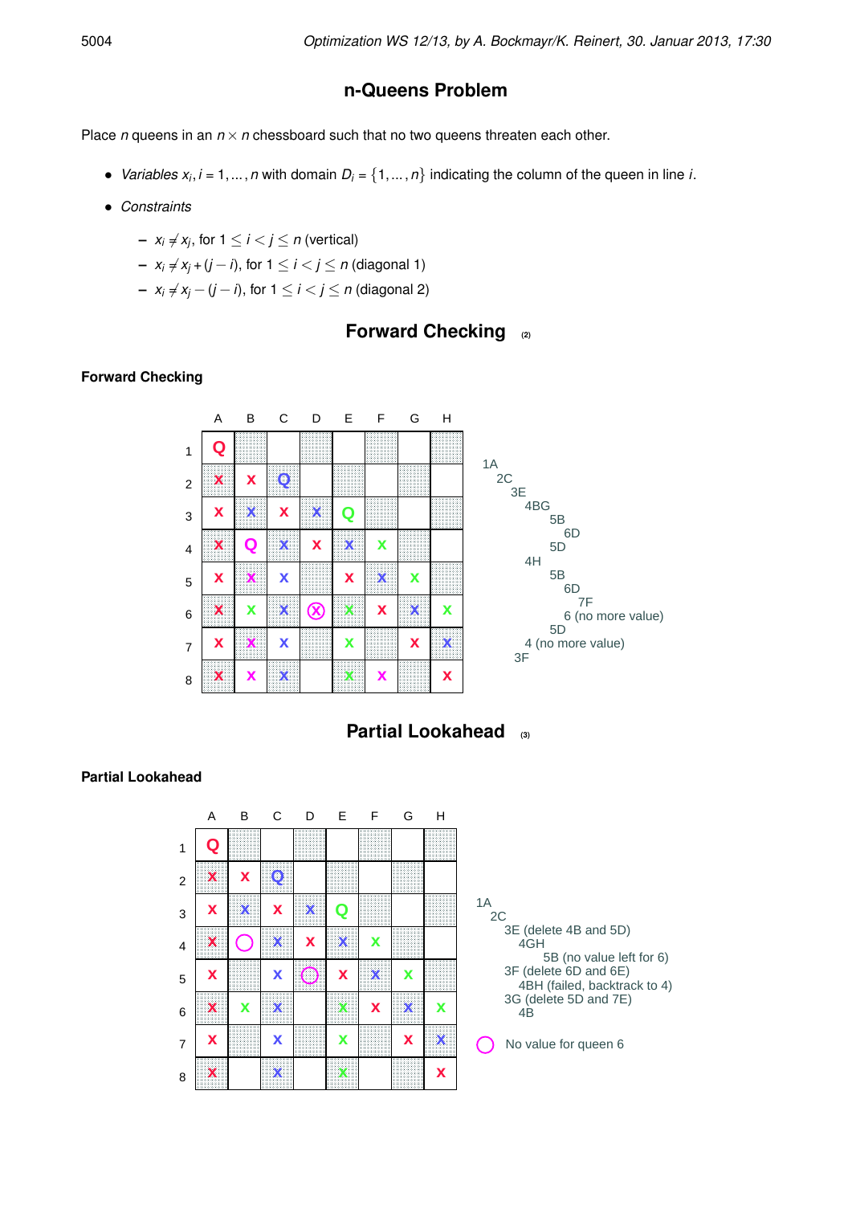## n-Queens Problem

Place $n$ queens in an $n \times n$ chessboard such that no two queens threaten each other.

- *Variables* $x_i, i = 1, \ldots, n$ with domain $D_i = \{1, \ldots, n\}$ indicating the column of the queen in line $i$.
- *Constraints*
  - $x_i \neq x_j$, for $1 \leq i < j \leq n$ (vertical)
  - $x_i \neq x_j + (j - i)$, for $1 \leq i < j \leq n$ (diagonal 1)
  - $x_i \neq x_j - (j - i)$, for $1 \leq i < j \leq n$ (diagonal 2)

## Forward Checking (2)

**Forward Checking**

| | A | B | C | D | E | F | G | H |
|---|---|---|---|---|---|---|---|---|
| 1 | Q | | | | | | | |
| 2 | X | X | Q | | | | | |
| 3 | X | X | X | X | Q | | | |
| 4 | X | Q | X | X | X | X | | |
| 5 | X | X | X | | X | X | X | |
| 6 | X | X | X | (X) | X | X | X | X |
| 7 | X | X | X | | X | | X | X |
| 8 | X | X | X | | X | X | | X |

```
1A
  2C
    3E
      4BG
        5B
          6D
        5D
      4H
        5B
          6D
            7F
          6 (no more value)
        5D
      4 (no more value)
    3F
```

## Partial Lookahead (3)

**Partial Lookahead**

| | A | B | C | D | E | F | G | H |
|---|---|---|---|---|---|---|---|---|
| 1 | Q | | | | | | | |
| 2 | X | X | Q | | | | | |
| 3 | X | X | X | X | Q | | | |
| 4 | X | O | X | X | X | X | | |
| 5 | X | | X | O | X | X | X | |
| 6 | X | X | X | | X | X | X | X |
| 7 | X | | X | | X | | X | X |
| 8 | X | | X | | X | | | X |

```
1A
  2C
    3E (delete 4B and 5D)
      4GH
        5B (no value left for 6)
    3F (delete 6D and 6E)
      4BH (failed, backtrack to 4)
    3G (delete 5D and 7E)
      4B
```

O No value for queen 6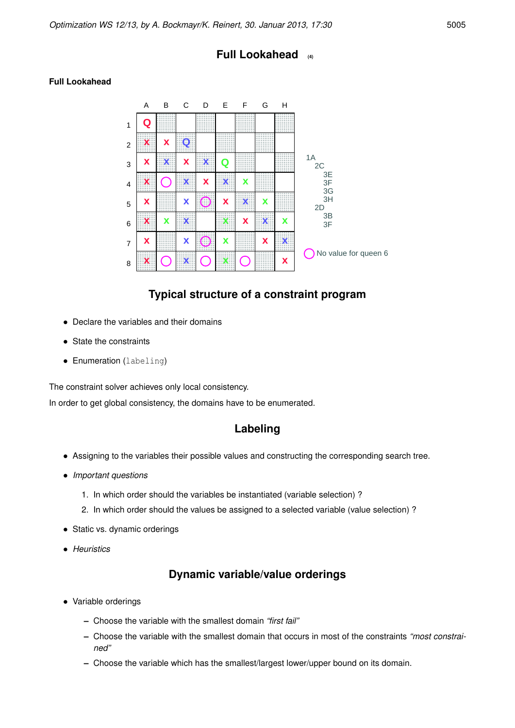# Full Lookahead (4)

**Full Lookahead**

|   | A | B | C | D | E | F | G | H |
|---|---|---|---|---|---|---|---|---|
| 1 | Q |   |   |   |   |   |   |   |
| 2 | X | X | Q |   |   |   |   |   |
| 3 | X | X | X | X | Q |   |   |   |
| 4 | X | ◯ | X | X | X | X |   |   |
| 5 | X |   | X | ◯ | X | X | X |   |
| 6 | X | X | X |   | X | X | X | X |
| 7 | X |   | X | ◯ | X |   | X | X |
| 8 | X | ◯ | X | ◯ | X | ◯ |   | X |

1A
- 2C
  - 3E
  - 3F
  - 3G
  - 3H
- 2D
  - 3B
  - 3F

◯ No value for queen 6

## Typical structure of a constraint program

- Declare the variables and their domains
- State the constraints
- Enumeration (`labeling`)

The constraint solver achieves only local consistency.

In order to get global consistency, the domains have to be enumerated.

## Labeling

- Assigning to the variables their possible values and constructing the corresponding search tree.
- *Important questions*
  1. In which order should the variables be instantiated (variable selection) ?
  2. In which order should the values be assigned to a selected variable (value selection) ?
- Static vs. dynamic orderings
- *Heuristics*

## Dynamic variable/value orderings

- Variable orderings
  - Choose the variable with the smallest domain *"first fail"*
  - Choose the variable with the smallest domain that occurs in most of the constraints *"most constrained"*
  - Choose the variable which has the smallest/largest lower/upper bound on its domain.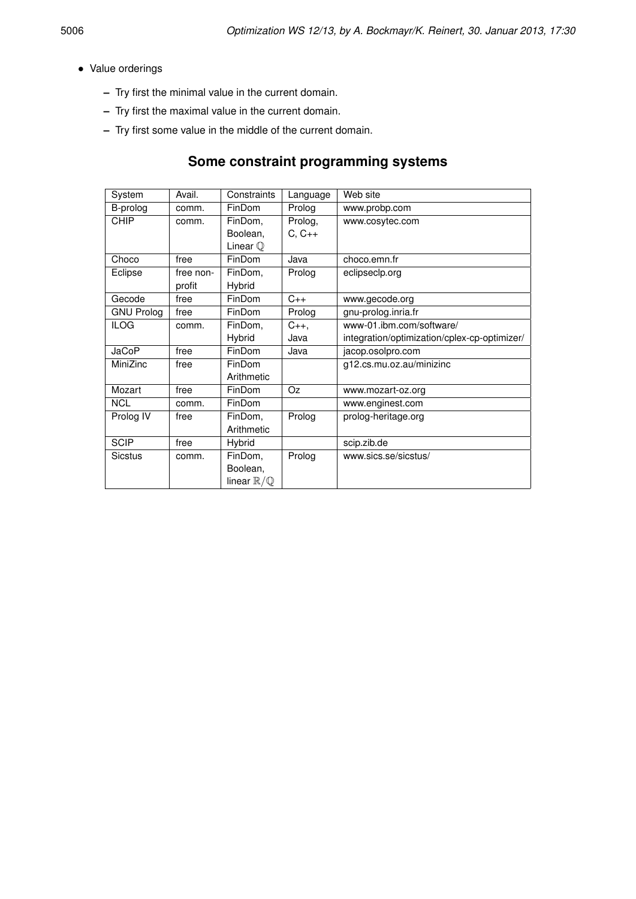- Value orderings
  - Try first the minimal value in the current domain.
  - Try first the maximal value in the current domain.
  - Try first some value in the middle of the current domain.

## Some constraint programming systems

| System | Avail. | Constraints | Language | Web site |
|---|---|---|---|---|
| B-prolog | comm. | FinDom | Prolog | www.probp.com |
| CHIP | comm. | FinDom, Boolean, Linear $\mathbb{Q}$ | Prolog, C, C++ | www.cosytec.com |
| Choco | free | FinDom | Java | choco.emn.fr |
| Eclipse | free non-profit | FinDom, Hybrid | Prolog | eclipseclp.org |
| Gecode | free | FinDom | C++ | www.gecode.org |
| GNU Prolog | free | FinDom | Prolog | gnu-prolog.inria.fr |
| ILOG | comm. | FinDom, Hybrid | C++, Java | www-01.ibm.com/software/integration/optimization/cplex-cp-optimizer/ |
| JaCoP | free | FinDom | Java | jacop.osolpro.com |
| MiniZinc | free | FinDom Arithmetic | | g12.cs.mu.oz.au/minizinc |
| Mozart | free | FinDom | Oz | www.mozart-oz.org |
| NCL | comm. | FinDom | | www.enginest.com |
| Prolog IV | free | FinDom, Arithmetic | Prolog | prolog-heritage.org |
| SCIP | free | Hybrid | | scip.zib.de |
| Sicstus | comm. | FinDom, Boolean, linear $\mathbb{R}/\mathbb{Q}$ | Prolog | www.sics.se/sicstus/ |